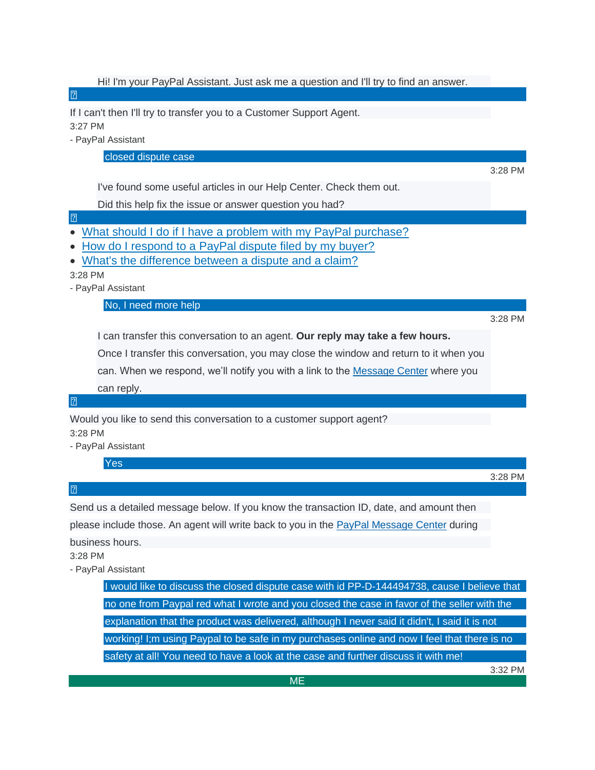Hi! I'm your PayPal Assistant. Just ask me a question and I'll try to find an answer.

If I can't then I'll try to transfer you to a Customer Support Agent.

3:27 PM

- PayPal Assistant

closed dispute case

3:28 PM

I've found some useful articles in our Help Center. Check them out.

Did this help fix the issue or answer question you had?

- What should I do if I have a problem with my PayPal purchase?
- How do I respond to a PayPal dispute filed by my buyer?
- What's the difference between a dispute and a claim?

3:28 PM

- PayPal Assistant

No, I need more help

3:28 PM

I can transfer this conversation to an agent. **Our reply may take a few hours.**

Once I transfer this conversation, you may close the window and return to it when you can. When we respond, we'll notify you with a link to the Message Center where you can reply.

Would you like to send this conversation to a customer support agent?

3:28 PM

- PayPal Assistant

Yes

3:28 PM

Send us a detailed message below. If you know the transaction ID, date, and amount then please include those. An agent will write back to you in the PayPal Message Center during business hours.

3:28 PM

- PayPal Assistant

I would like to discuss the closed dispute case with id PP-D-144494738, cause I believe that no one from Paypal red what I wrote and you closed the case in favor of the seller with the explanation that the product was delivered, although I never said it didn't, I said it is not working! I;m using Paypal to be safe in my purchases online and now I feel that there is no safety at all! You need to have a look at the case and further discuss it with me!

3:32 PM

ME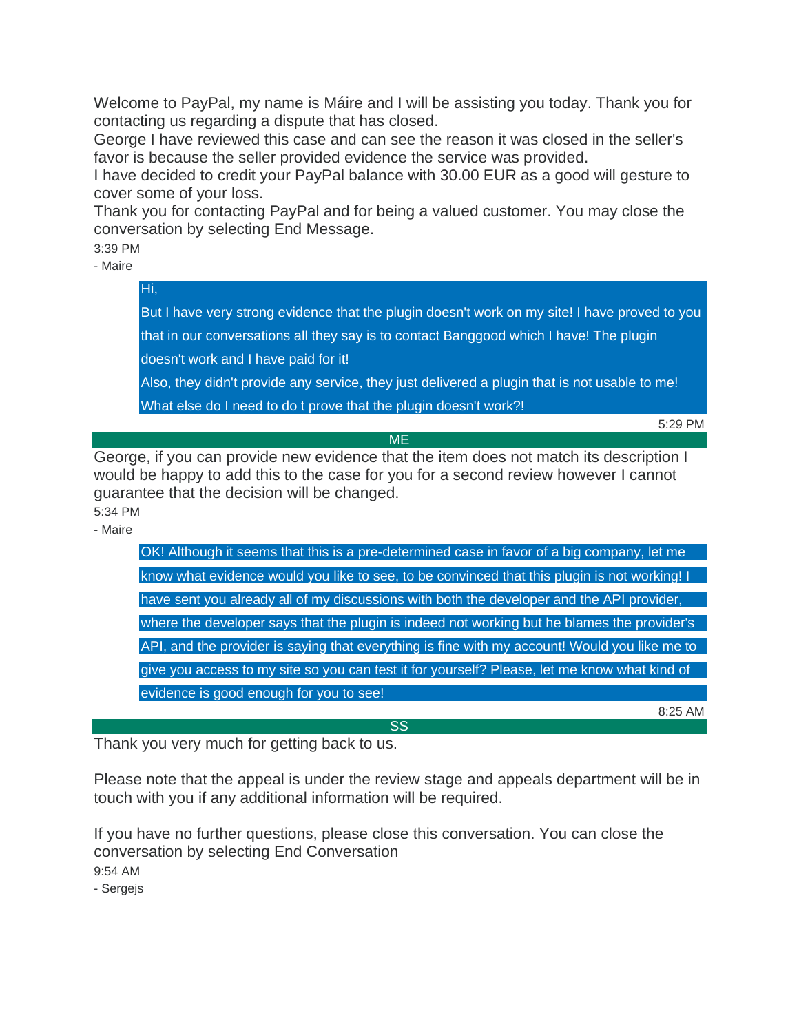Welcome to PayPal, my name is Máire and I will be assisting you today. Thank you for contacting us regarding a dispute that has closed.
George I have reviewed this case and can see the reason it was closed in the seller's favor is because the seller provided evidence the service was provided.
I have decided to credit your PayPal balance with 30.00 EUR as a good will gesture to cover some of your loss.
Thank you for contacting PayPal and for being a valued customer. You may close the conversation by selecting End Message.

3:39 PM

- Maire

> Hi,
>
> But I have very strong evidence that the plugin doesn't work on my site! I have proved to you that in our conversations all they say is to contact Banggood which I have! The plugin doesn't work and I have paid for it!
>
> Also, they didn't provide any service, they just delivered a plugin that is not usable to me!
>
> What else do I need to do t prove that the plugin doesn't work?!
>
> 5:29 PM

ME

George, if you can provide new evidence that the item does not match its description I would be happy to add this to the case for you for a second review however I cannot guarantee that the decision will be changed.

5:34 PM

- Maire

> OK! Although it seems that this is a pre-determined case in favor of a big company, let me know what evidence would you like to see, to be convinced that this plugin is not working! I have sent you already all of my discussions with both the developer and the API provider, where the developer says that the plugin is indeed not working but he blames the provider's API, and the provider is saying that everything is fine with my account! Would you like me to give you access to my site so you can test it for yourself? Please, let me know what kind of evidence is good enough for you to see!
>
> 8:25 AM

SS

Thank you very much for getting back to us.

Please note that the appeal is under the review stage and appeals department will be in touch with you if any additional information will be required.

If you have no further questions, please close this conversation. You can close the conversation by selecting End Conversation

9:54 AM

- Sergejs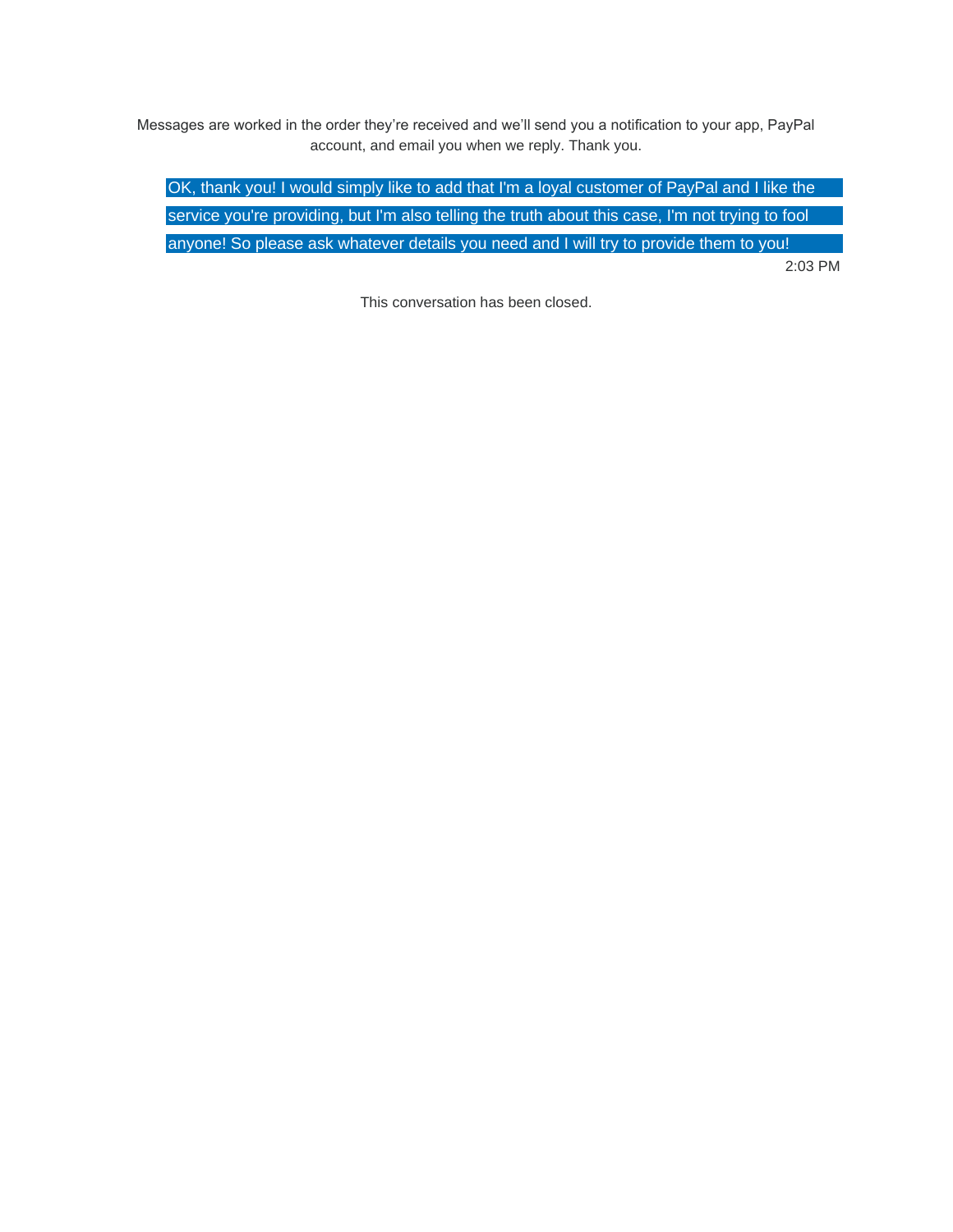Messages are worked in the order they're received and we'll send you a notification to your app, PayPal account, and email you when we reply. Thank you.

OK, thank you! I would simply like to add that I'm a loyal customer of PayPal and I like the service you're providing, but I'm also telling the truth about this case, I'm not trying to fool anyone! So please ask whatever details you need and I will try to provide them to you!

2:03 PM

This conversation has been closed.